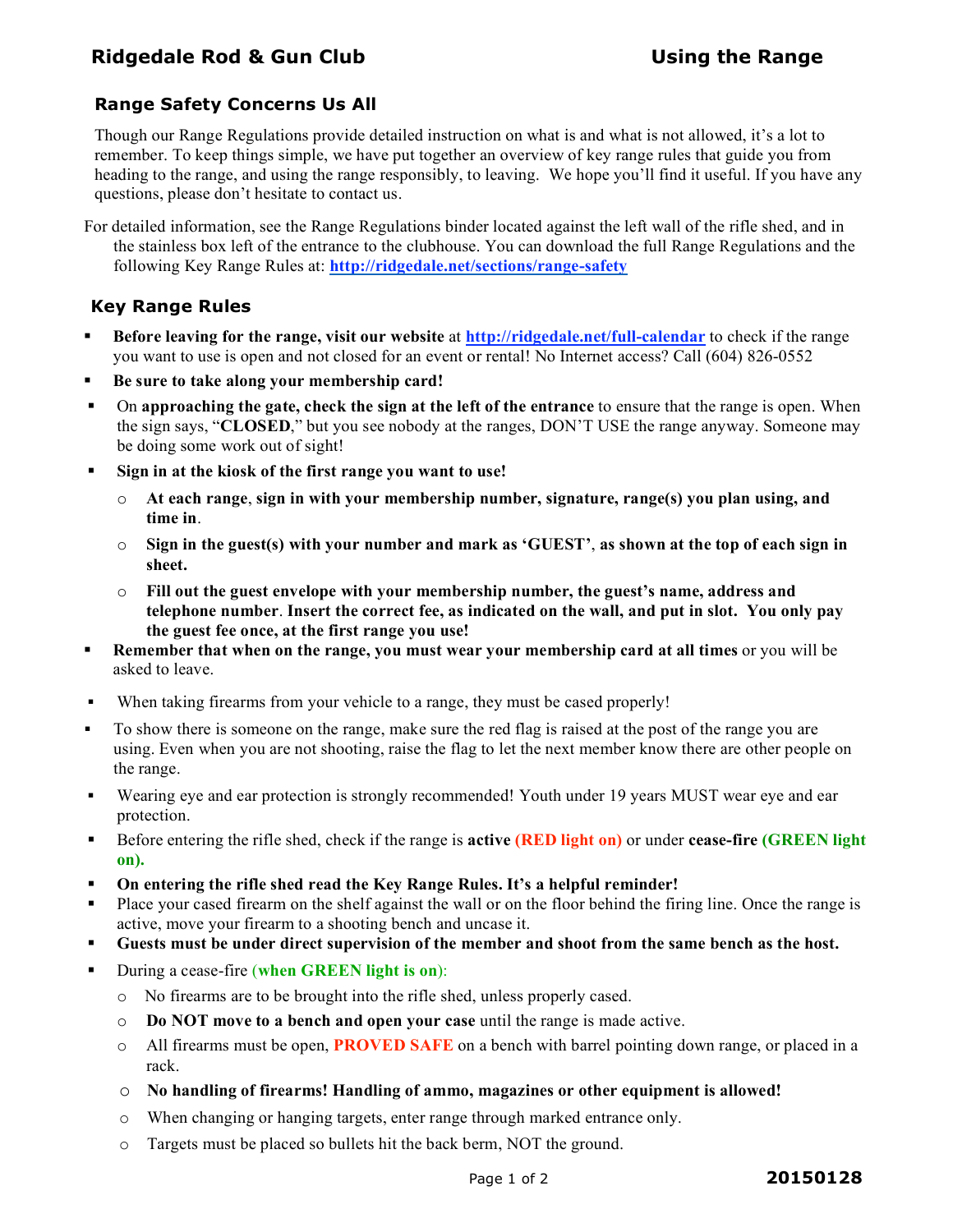# Ridgedale Rod & Gun Club — Using the Range

## Range Safety Concerns Us All

Though our Range Regulations provide detailed instruction on what is and what is not allowed, it's a lot to remember. To keep things simple, we have put together an overview of key range rules that guide you from heading to the range, and using the range responsibly, to leaving. We hope you'll find it useful. If you have any questions, please don't hesitate to contact us.

For detailed information, see the Range Regulations binder located against the left wall of the rifle shed, and in the stainless box left of the entrance to the clubhouse. You can download the full Range Regulations and the following Key Range Rules at: **http://ridgedale.net/sections/range-safety**

## Key Range Rules

- **Before leaving for the range, visit our website** at **http://ridgedale.net/full-calendar** to check if the range you want to use is open and not closed for an event or rental! No Internet access? Call (604) 826-0552
- **Be sure to take along your membership card!**
- On **approaching the gate, check the sign at the left of the entrance** to ensure that the range is open. When the sign says, "**CLOSED**," but you see nobody at the ranges, DON'T USE the range anyway. Someone may be doing some work out of sight!
- **Sign in at the kiosk of the first range you want to use!**
  - **At each range**, **sign in with your membership number, signature, range(s) you plan using, and time in**.
  - **Sign in the guest(s) with your number and mark as 'GUEST'**, **as shown at the top of each sign in sheet.**
  - **Fill out the guest envelope with your membership number, the guest's name, address and telephone number**. **Insert the correct fee, as indicated on the wall, and put in slot. You only pay the guest fee once, at the first range you use!**
- **Remember that when on the range, you must wear your membership card at all times** or you will be asked to leave.
- When taking firearms from your vehicle to a range, they must be cased properly!
- To show there is someone on the range, make sure the red flag is raised at the post of the range you are using. Even when you are not shooting, raise the flag to let the next member know there are other people on the range.
- Wearing eye and ear protection is strongly recommended! Youth under 19 years MUST wear eye and ear protection.
- Before entering the rifle shed, check if the range is **active** **(RED light on)** or under **cease-fire** **(GREEN light on).**
- **On entering the rifle shed read the Key Range Rules. It's a helpful reminder!**
- Place your cased firearm on the shelf against the wall or on the floor behind the firing line. Once the range is active, move your firearm to a shooting bench and uncase it.
- **Guests must be under direct supervision of the member and shoot from the same bench as the host.**
- During a cease-fire **(when GREEN light is on)**:
  - No firearms are to be brought into the rifle shed, unless properly cased.
  - **Do NOT move to a bench and open your case** until the range is made active.
  - All firearms must be open, **PROVED SAFE** on a bench with barrel pointing down range, or placed in a rack.
  - **No handling of firearms! Handling of ammo, magazines or other equipment is allowed!**
  - When changing or hanging targets, enter range through marked entrance only.
  - Targets must be placed so bullets hit the back berm, NOT the ground.

**20150128**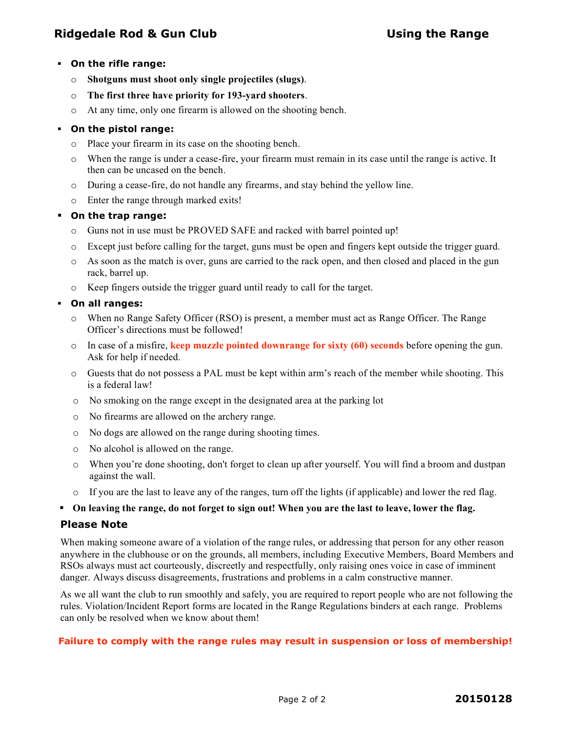- **On the rifle range:**
  - **Shotguns must shoot only single projectiles (slugs)**.
  - **The first three have priority for 193-yard shooters**.
  - At any time, only one firearm is allowed on the shooting bench.
- **On the pistol range:**
  - Place your firearm in its case on the shooting bench.
  - When the range is under a cease-fire, your firearm must remain in its case until the range is active. It then can be uncased on the bench.
  - During a cease-fire, do not handle any firearms, and stay behind the yellow line.
  - Enter the range through marked exits!
- **On the trap range:**
  - Guns not in use must be PROVED SAFE and racked with barrel pointed up!
  - Except just before calling for the target, guns must be open and fingers kept outside the trigger guard.
  - As soon as the match is over, guns are carried to the rack open, and then closed and placed in the gun rack, barrel up.
  - Keep fingers outside the trigger guard until ready to call for the target.
- **On all ranges:**
  - When no Range Safety Officer (RSO) is present, a member must act as Range Officer. The Range Officer's directions must be followed!
  - In case of a misfire, **keep muzzle pointed downrange for sixty (60) seconds** before opening the gun. Ask for help if needed.
  - Guests that do not possess a PAL must be kept within arm's reach of the member while shooting. This is a federal law!
  - No smoking on the range except in the designated area at the parking lot
  - No firearms are allowed on the archery range.
  - No dogs are allowed on the range during shooting times.
  - No alcohol is allowed on the range.
  - When you're done shooting, don't forget to clean up after yourself. You will find a broom and dustpan against the wall.
  - If you are the last to leave any of the ranges, turn off the lights (if applicable) and lower the red flag.
- **On leaving the range, do not forget to sign out! When you are the last to leave, lower the flag.**

### Please Note

When making someone aware of a violation of the range rules, or addressing that person for any other reason anywhere in the clubhouse or on the grounds, all members, including Executive Members, Board Members and RSOs always must act courteously, discreetly and respectfully, only raising ones voice in case of imminent danger. Always discuss disagreements, frustrations and problems in a calm constructive manner.

As we all want the club to run smoothly and safely, you are required to report people who are not following the rules. Violation/Incident Report forms are located in the Range Regulations binders at each range. Problems can only be resolved when we know about them!

**Failure to comply with the range rules may result in suspension or loss of membership!**